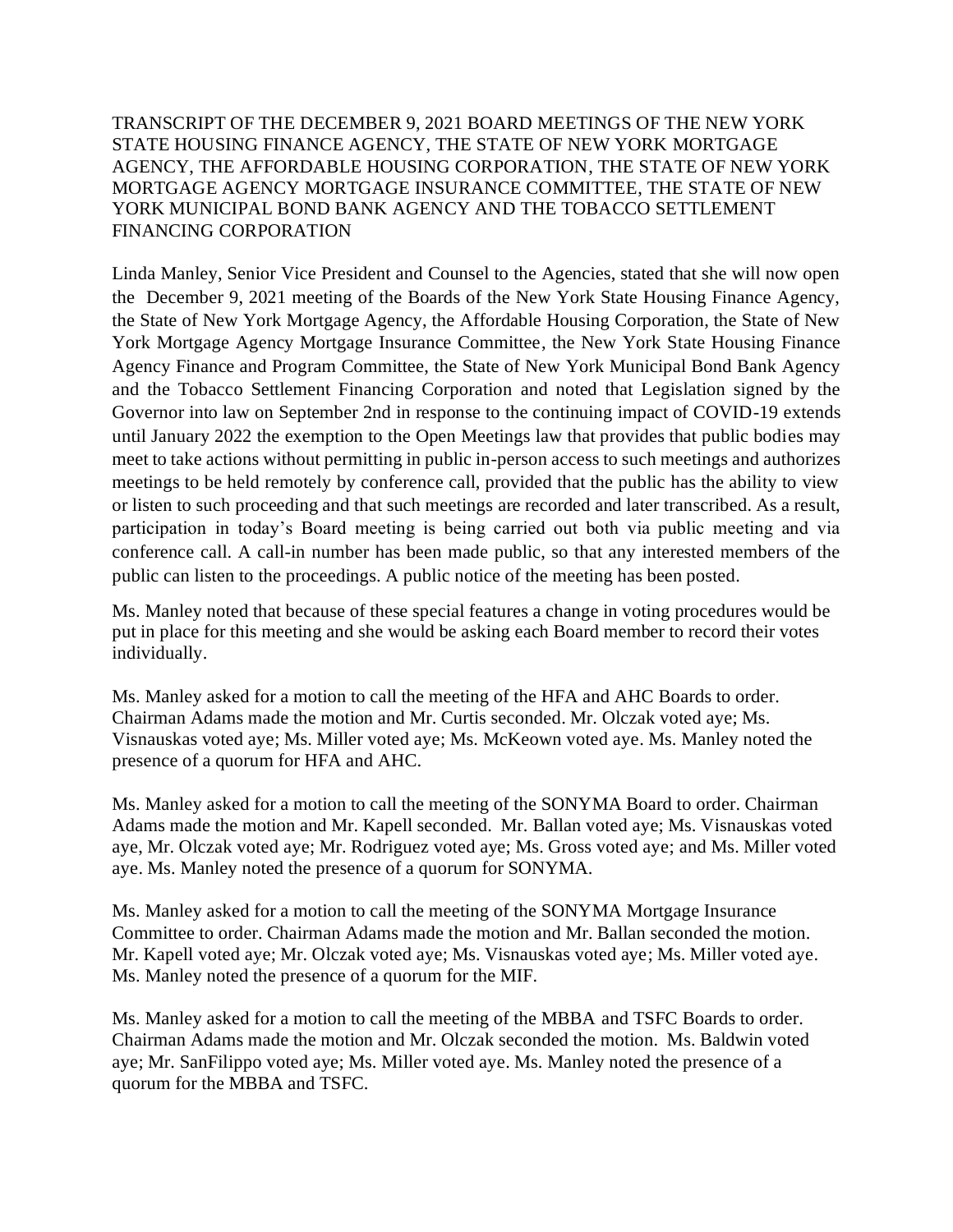TRANSCRIPT OF THE DECEMBER 9, 2021 BOARD MEETINGS OF THE NEW YORK STATE HOUSING FINANCE AGENCY, THE STATE OF NEW YORK MORTGAGE AGENCY, THE AFFORDABLE HOUSING CORPORATION, THE STATE OF NEW YORK MORTGAGE AGENCY MORTGAGE INSURANCE COMMITTEE, THE STATE OF NEW YORK MUNICIPAL BOND BANK AGENCY AND THE TOBACCO SETTLEMENT FINANCING CORPORATION

Linda Manley, Senior Vice President and Counsel to the Agencies, stated that she will now open the December 9, 2021 meeting of the Boards of the New York State Housing Finance Agency, the State of New York Mortgage Agency, the Affordable Housing Corporation, the State of New York Mortgage Agency Mortgage Insurance Committee, the New York State Housing Finance Agency Finance and Program Committee, the State of New York Municipal Bond Bank Agency and the Tobacco Settlement Financing Corporation and noted that Legislation signed by the Governor into law on September 2nd in response to the continuing impact of COVID-19 extends until January 2022 the exemption to the Open Meetings law that provides that public bodies may meet to take actions without permitting in public in-person access to such meetings and authorizes meetings to be held remotely by conference call, provided that the public has the ability to view or listen to such proceeding and that such meetings are recorded and later transcribed. As a result, participation in today's Board meeting is being carried out both via public meeting and via conference call. A call-in number has been made public, so that any interested members of the public can listen to the proceedings. A public notice of the meeting has been posted.

Ms. Manley noted that because of these special features a change in voting procedures would be put in place for this meeting and she would be asking each Board member to record their votes individually.

Ms. Manley asked for a motion to call the meeting of the HFA and AHC Boards to order. Chairman Adams made the motion and Mr. Curtis seconded. Mr. Olczak voted aye; Ms. Visnauskas voted aye; Ms. Miller voted aye; Ms. McKeown voted aye. Ms. Manley noted the presence of a quorum for HFA and AHC.

Ms. Manley asked for a motion to call the meeting of the SONYMA Board to order. Chairman Adams made the motion and Mr. Kapell seconded. Mr. Ballan voted aye; Ms. Visnauskas voted aye, Mr. Olczak voted aye; Mr. Rodriguez voted aye; Ms. Gross voted aye; and Ms. Miller voted aye. Ms. Manley noted the presence of a quorum for SONYMA.

Ms. Manley asked for a motion to call the meeting of the SONYMA Mortgage Insurance Committee to order. Chairman Adams made the motion and Mr. Ballan seconded the motion. Mr. Kapell voted aye; Mr. Olczak voted aye; Ms. Visnauskas voted aye; Ms. Miller voted aye. Ms. Manley noted the presence of a quorum for the MIF.

Ms. Manley asked for a motion to call the meeting of the MBBA and TSFC Boards to order. Chairman Adams made the motion and Mr. Olczak seconded the motion. Ms. Baldwin voted aye; Mr. SanFilippo voted aye; Ms. Miller voted aye. Ms. Manley noted the presence of a quorum for the MBBA and TSFC.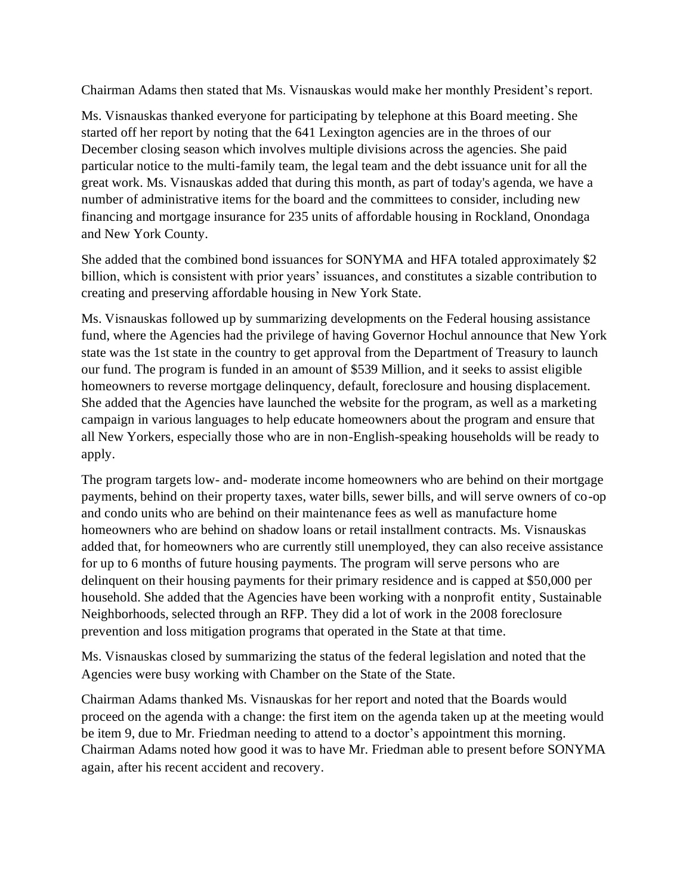Chairman Adams then stated that Ms. Visnauskas would make her monthly President's report.

Ms. Visnauskas thanked everyone for participating by telephone at this Board meeting. She started off her report by noting that the 641 Lexington agencies are in the throes of our December closing season which involves multiple divisions across the agencies. She paid particular notice to the multi-family team, the legal team and the debt issuance unit for all the great work. Ms. Visnauskas added that during this month, as part of today's agenda, we have a number of administrative items for the board and the committees to consider, including new financing and mortgage insurance for 235 units of affordable housing in Rockland, Onondaga and New York County.

She added that the combined bond issuances for SONYMA and HFA totaled approximately $2 billion, which is consistent with prior years' issuances, and constitutes a sizable contribution to creating and preserving affordable housing in New York State.

Ms. Visnauskas followed up by summarizing developments on the Federal housing assistance fund, where the Agencies had the privilege of having Governor Hochul announce that New York state was the 1st state in the country to get approval from the Department of Treasury to launch our fund. The program is funded in an amount of $539 Million, and it seeks to assist eligible homeowners to reverse mortgage delinquency, default, foreclosure and housing displacement. She added that the Agencies have launched the website for the program, as well as a marketing campaign in various languages to help educate homeowners about the program and ensure that all New Yorkers, especially those who are in non-English-speaking households will be ready to apply.

The program targets low- and- moderate income homeowners who are behind on their mortgage payments, behind on their property taxes, water bills, sewer bills, and will serve owners of co-op and condo units who are behind on their maintenance fees as well as manufacture home homeowners who are behind on shadow loans or retail installment contracts. Ms. Visnauskas added that, for homeowners who are currently still unemployed, they can also receive assistance for up to 6 months of future housing payments. The program will serve persons who are delinquent on their housing payments for their primary residence and is capped at $50,000 per household. She added that the Agencies have been working with a nonprofit entity, Sustainable Neighborhoods, selected through an RFP. They did a lot of work in the 2008 foreclosure prevention and loss mitigation programs that operated in the State at that time.

Ms. Visnauskas closed by summarizing the status of the federal legislation and noted that the Agencies were busy working with Chamber on the State of the State.

Chairman Adams thanked Ms. Visnauskas for her report and noted that the Boards would proceed on the agenda with a change: the first item on the agenda taken up at the meeting would be item 9, due to Mr. Friedman needing to attend to a doctor's appointment this morning. Chairman Adams noted how good it was to have Mr. Friedman able to present before SONYMA again, after his recent accident and recovery.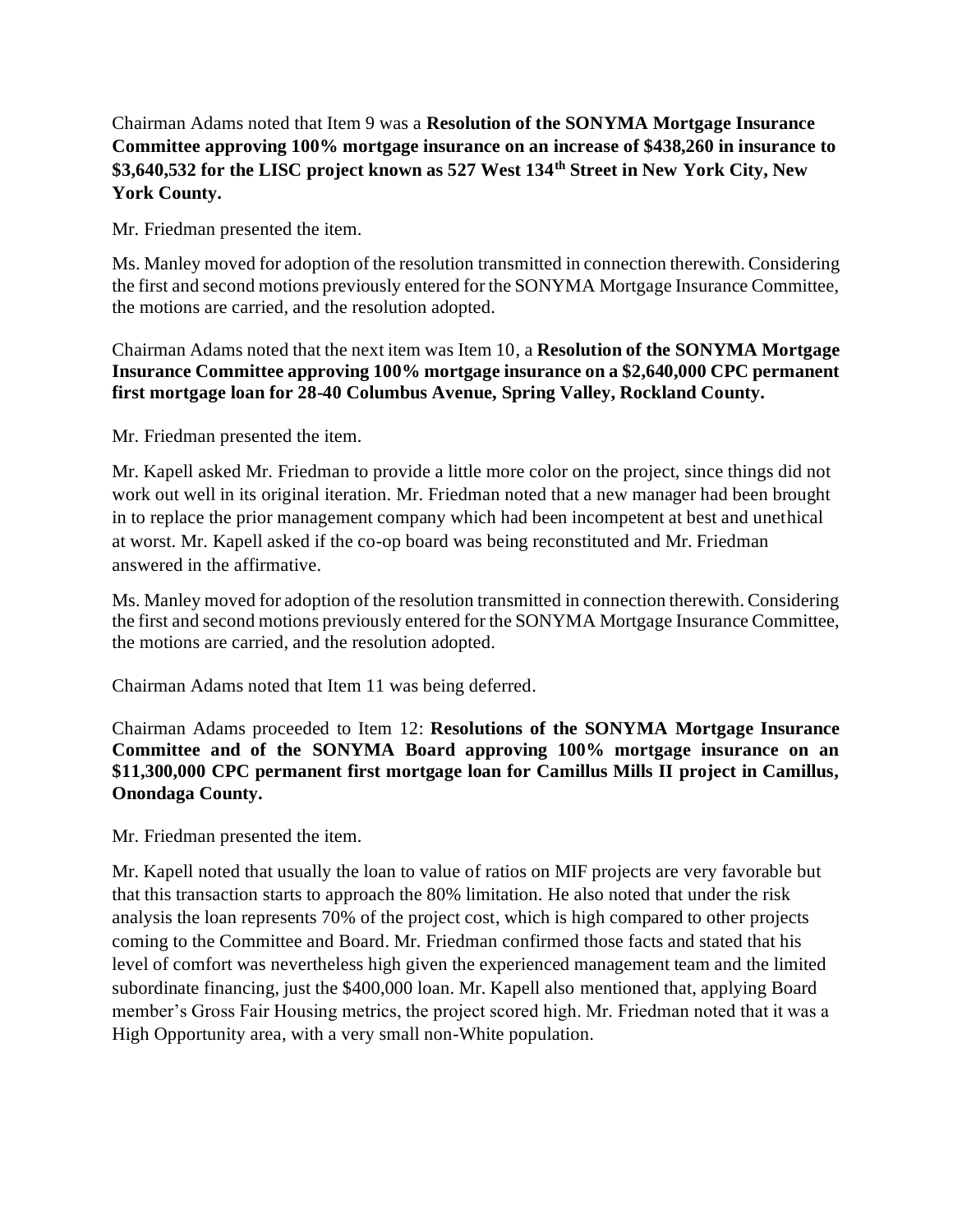Chairman Adams noted that Item 9 was a **Resolution of the SONYMA Mortgage Insurance Committee approving 100% mortgage insurance on an increase of $438,260 in insurance to $3,640,532 for the LISC project known as 527 West 134th Street in New York City, New York County.**

Mr. Friedman presented the item.

Ms. Manley moved for adoption of the resolution transmitted in connection therewith. Considering the first and second motions previously entered for the SONYMA Mortgage Insurance Committee, the motions are carried, and the resolution adopted.

Chairman Adams noted that the next item was Item 10, a **Resolution of the SONYMA Mortgage Insurance Committee approving 100% mortgage insurance on a $2,640,000 CPC permanent first mortgage loan for 28-40 Columbus Avenue, Spring Valley, Rockland County.**

Mr. Friedman presented the item.

Mr. Kapell asked Mr. Friedman to provide a little more color on the project, since things did not work out well in its original iteration. Mr. Friedman noted that a new manager had been brought in to replace the prior management company which had been incompetent at best and unethical at worst. Mr. Kapell asked if the co-op board was being reconstituted and Mr. Friedman answered in the affirmative.

Ms. Manley moved for adoption of the resolution transmitted in connection therewith. Considering the first and second motions previously entered for the SONYMA Mortgage Insurance Committee, the motions are carried, and the resolution adopted.

Chairman Adams noted that Item 11 was being deferred.

Chairman Adams proceeded to Item 12: **Resolutions of the SONYMA Mortgage Insurance Committee and of the SONYMA Board approving 100% mortgage insurance on an $11,300,000 CPC permanent first mortgage loan for Camillus Mills II project in Camillus, Onondaga County.**

Mr. Friedman presented the item.

Mr. Kapell noted that usually the loan to value of ratios on MIF projects are very favorable but that this transaction starts to approach the 80% limitation. He also noted that under the risk analysis the loan represents 70% of the project cost, which is high compared to other projects coming to the Committee and Board. Mr. Friedman confirmed those facts and stated that his level of comfort was nevertheless high given the experienced management team and the limited subordinate financing, just the $400,000 loan. Mr. Kapell also mentioned that, applying Board member's Gross Fair Housing metrics, the project scored high. Mr. Friedman noted that it was a High Opportunity area, with a very small non-White population.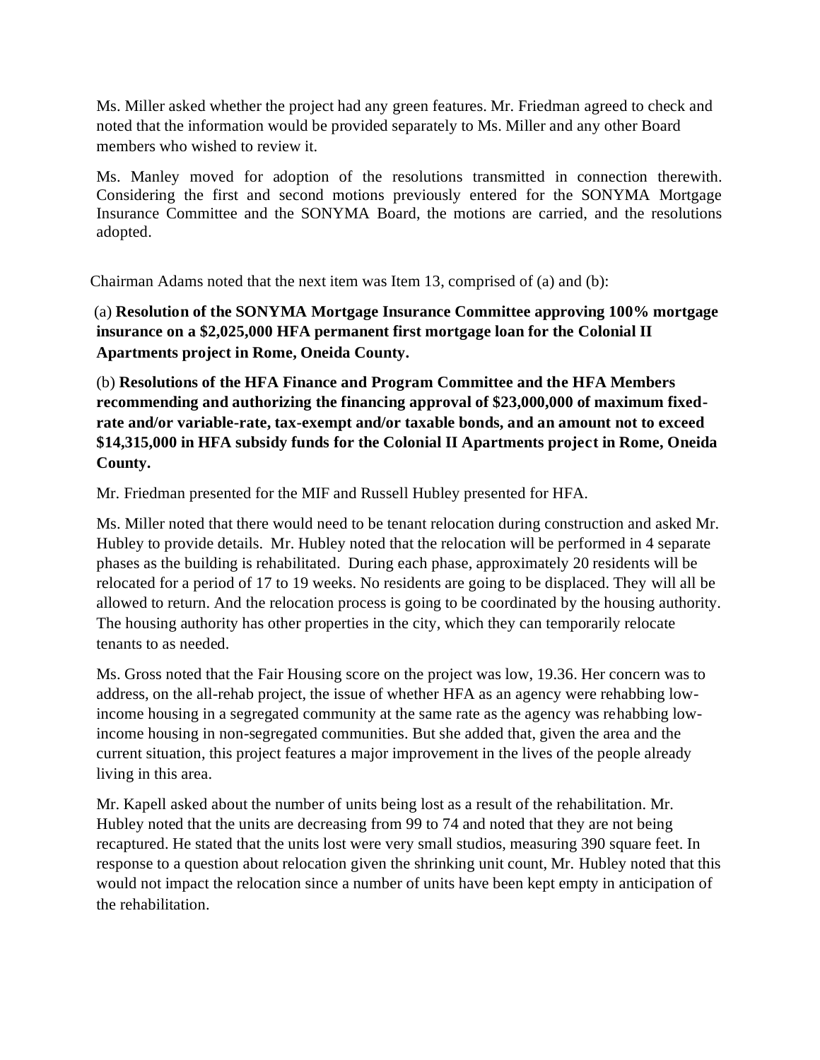Ms. Miller asked whether the project had any green features. Mr. Friedman agreed to check and noted that the information would be provided separately to Ms. Miller and any other Board members who wished to review it.

Ms. Manley moved for adoption of the resolutions transmitted in connection therewith. Considering the first and second motions previously entered for the SONYMA Mortgage Insurance Committee and the SONYMA Board, the motions are carried, and the resolutions adopted.

Chairman Adams noted that the next item was Item 13, comprised of (a) and (b):

(a) **Resolution of the SONYMA Mortgage Insurance Committee approving 100% mortgage insurance on a $2,025,000 HFA permanent first mortgage loan for the Colonial II Apartments project in Rome, Oneida County.**

(b) **Resolutions of the HFA Finance and Program Committee and the HFA Members recommending and authorizing the financing approval of $23,000,000 of maximum fixed-rate and/or variable-rate, tax-exempt and/or taxable bonds, and an amount not to exceed $14,315,000 in HFA subsidy funds for the Colonial II Apartments project in Rome, Oneida County.**

Mr. Friedman presented for the MIF and Russell Hubley presented for HFA.

Ms. Miller noted that there would need to be tenant relocation during construction and asked Mr. Hubley to provide details. Mr. Hubley noted that the relocation will be performed in 4 separate phases as the building is rehabilitated. During each phase, approximately 20 residents will be relocated for a period of 17 to 19 weeks. No residents are going to be displaced. They will all be allowed to return. And the relocation process is going to be coordinated by the housing authority. The housing authority has other properties in the city, which they can temporarily relocate tenants to as needed.

Ms. Gross noted that the Fair Housing score on the project was low, 19.36. Her concern was to address, on the all-rehab project, the issue of whether HFA as an agency were rehabbing low-income housing in a segregated community at the same rate as the agency was rehabbing low-income housing in non-segregated communities. But she added that, given the area and the current situation, this project features a major improvement in the lives of the people already living in this area.

Mr. Kapell asked about the number of units being lost as a result of the rehabilitation. Mr. Hubley noted that the units are decreasing from 99 to 74 and noted that they are not being recaptured. He stated that the units lost were very small studios, measuring 390 square feet. In response to a question about relocation given the shrinking unit count, Mr. Hubley noted that this would not impact the relocation since a number of units have been kept empty in anticipation of the rehabilitation.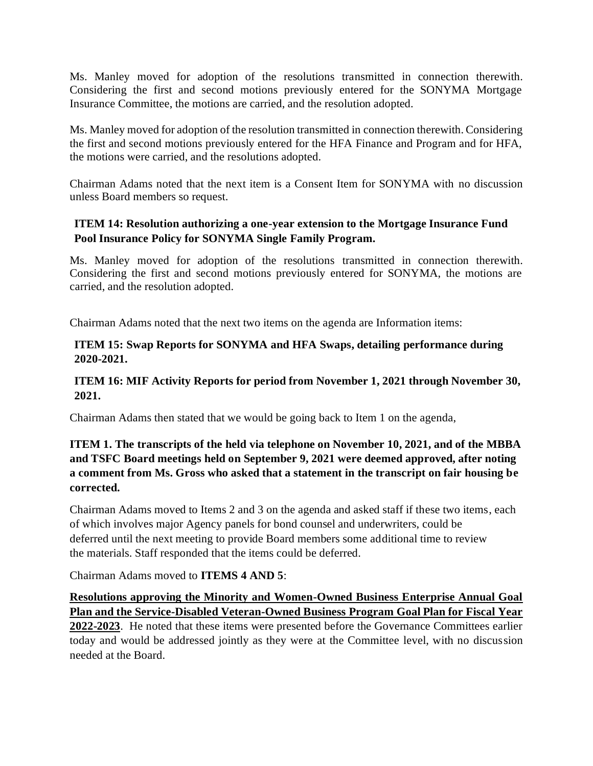Ms. Manley moved for adoption of the resolutions transmitted in connection therewith. Considering the first and second motions previously entered for the SONYMA Mortgage Insurance Committee, the motions are carried, and the resolution adopted.

Ms. Manley moved for adoption of the resolution transmitted in connection therewith. Considering the first and second motions previously entered for the HFA Finance and Program and for HFA, the motions were carried, and the resolutions adopted.

Chairman Adams noted that the next item is a Consent Item for SONYMA with no discussion unless Board members so request.

**ITEM 14: Resolution authorizing a one-year extension to the Mortgage Insurance Fund Pool Insurance Policy for SONYMA Single Family Program.**

Ms. Manley moved for adoption of the resolutions transmitted in connection therewith. Considering the first and second motions previously entered for SONYMA, the motions are carried, and the resolution adopted.

Chairman Adams noted that the next two items on the agenda are Information items:

**ITEM 15: Swap Reports for SONYMA and HFA Swaps, detailing performance during 2020-2021.**

**ITEM 16: MIF Activity Reports for period from November 1, 2021 through November 30, 2021.**

Chairman Adams then stated that we would be going back to Item 1 on the agenda,

**ITEM 1. The transcripts of the held via telephone on November 10, 2021, and of the MBBA and TSFC Board meetings held on September 9, 2021 were deemed approved, after noting a comment from Ms. Gross who asked that a statement in the transcript on fair housing be corrected.**

Chairman Adams moved to Items 2 and 3 on the agenda and asked staff if these two items, each of which involves major Agency panels for bond counsel and underwriters, could be deferred until the next meeting to provide Board members some additional time to review the materials. Staff responded that the items could be deferred.

Chairman Adams moved to **ITEMS 4 AND 5**:

**Resolutions approving the Minority and Women-Owned Business Enterprise Annual Goal Plan and the Service-Disabled Veteran-Owned Business Program Goal Plan for Fiscal Year 2022-2023**. He noted that these items were presented before the Governance Committees earlier today and would be addressed jointly as they were at the Committee level, with no discussion needed at the Board.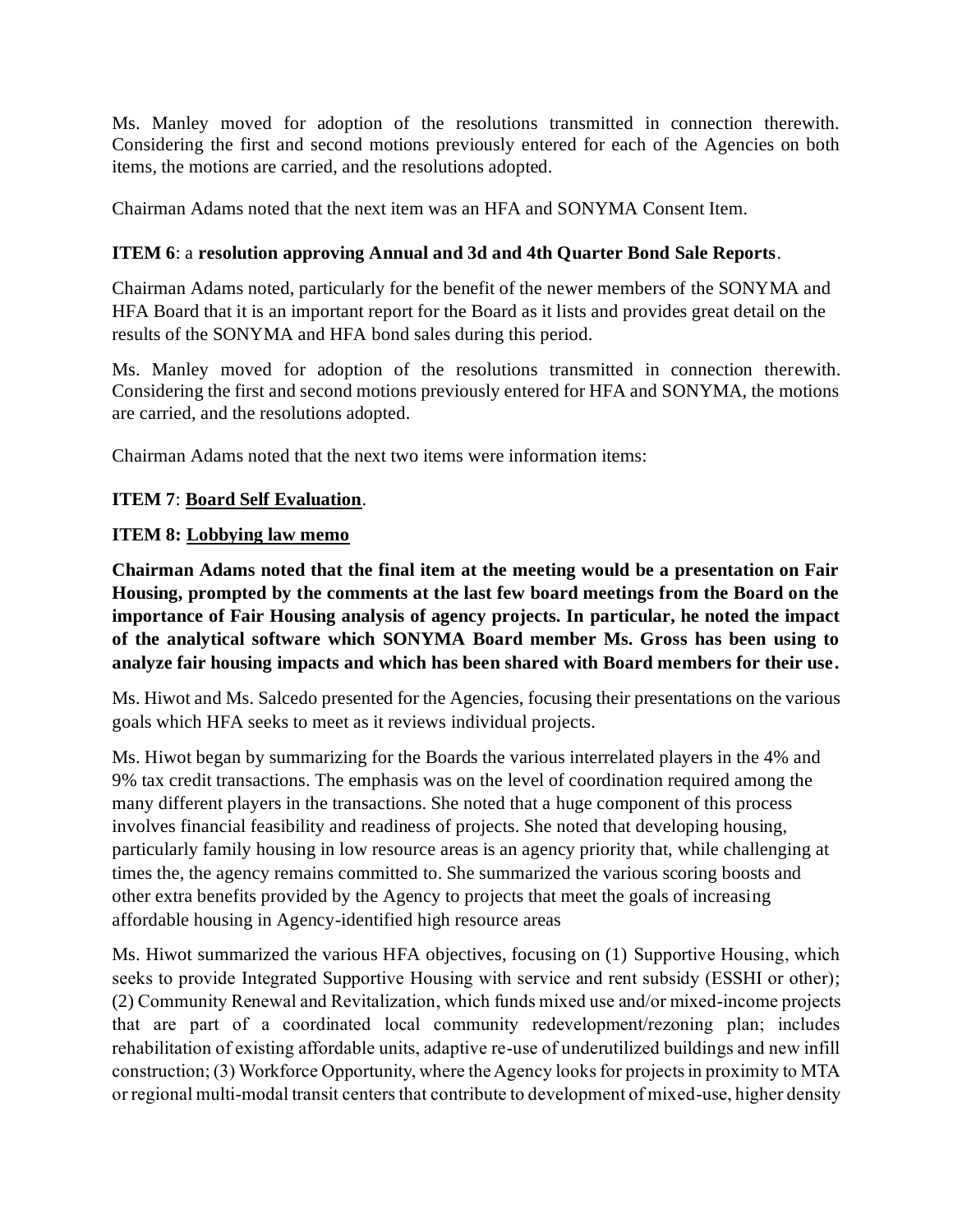Ms. Manley moved for adoption of the resolutions transmitted in connection therewith. Considering the first and second motions previously entered for each of the Agencies on both items, the motions are carried, and the resolutions adopted.

Chairman Adams noted that the next item was an HFA and SONYMA Consent Item.

**ITEM 6**: a **resolution approving Annual and 3d and 4th Quarter Bond Sale Reports**.

Chairman Adams noted, particularly for the benefit of the newer members of the SONYMA and HFA Board that it is an important report for the Board as it lists and provides great detail on the results of the SONYMA and HFA bond sales during this period.

Ms. Manley moved for adoption of the resolutions transmitted in connection therewith. Considering the first and second motions previously entered for HFA and SONYMA, the motions are carried, and the resolutions adopted.

Chairman Adams noted that the next two items were information items:

**ITEM 7**: **Board Self Evaluation**.

**ITEM 8: Lobbying law memo**

**Chairman Adams noted that the final item at the meeting would be a presentation on Fair Housing, prompted by the comments at the last few board meetings from the Board on the importance of Fair Housing analysis of agency projects. In particular, he noted the impact of the analytical software which SONYMA Board member Ms. Gross has been using to analyze fair housing impacts and which has been shared with Board members for their use.**

Ms. Hiwot and Ms. Salcedo presented for the Agencies, focusing their presentations on the various goals which HFA seeks to meet as it reviews individual projects.

Ms. Hiwot began by summarizing for the Boards the various interrelated players in the 4% and 9% tax credit transactions. The emphasis was on the level of coordination required among the many different players in the transactions. She noted that a huge component of this process involves financial feasibility and readiness of projects. She noted that developing housing, particularly family housing in low resource areas is an agency priority that, while challenging at times the, the agency remains committed to. She summarized the various scoring boosts and other extra benefits provided by the Agency to projects that meet the goals of increasing affordable housing in Agency-identified high resource areas

Ms. Hiwot summarized the various HFA objectives, focusing on (1) Supportive Housing, which seeks to provide Integrated Supportive Housing with service and rent subsidy (ESSHI or other); (2) Community Renewal and Revitalization, which funds mixed use and/or mixed-income projects that are part of a coordinated local community redevelopment/rezoning plan; includes rehabilitation of existing affordable units, adaptive re-use of underutilized buildings and new infill construction; (3) Workforce Opportunity, where the Agency looks for projects in proximity to MTA or regional multi-modal transit centers that contribute to development of mixed-use, higher density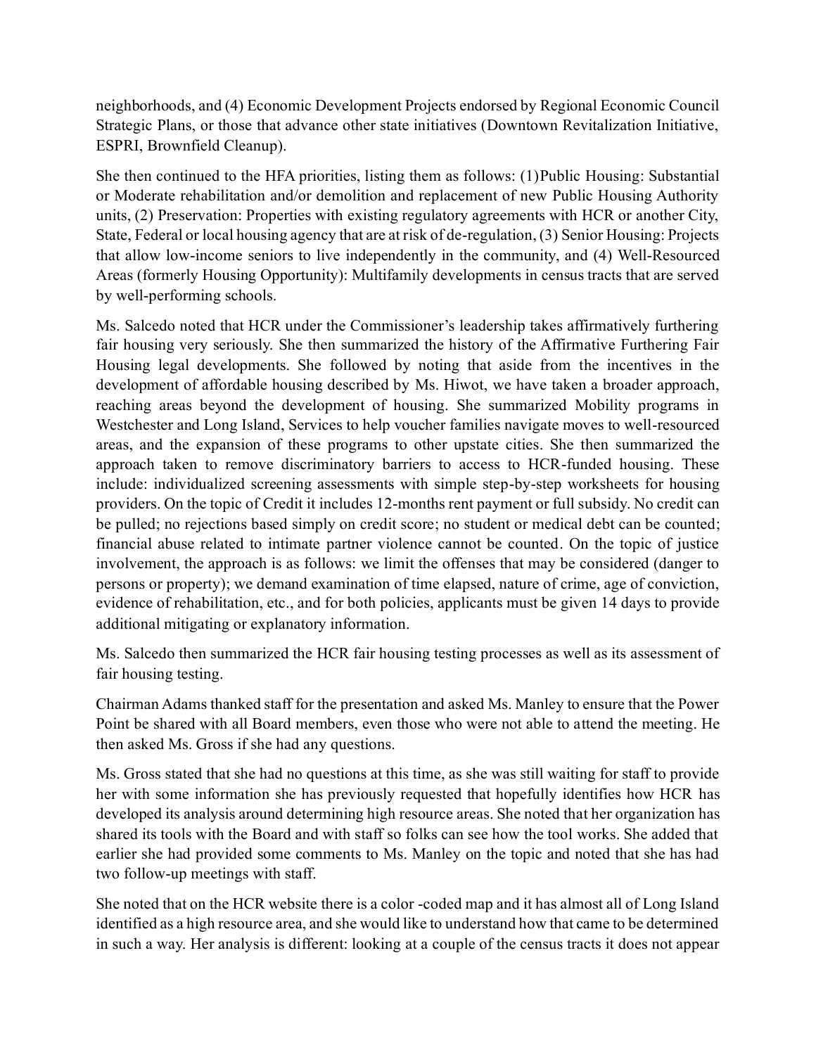neighborhoods, and (4) Economic Development Projects endorsed by Regional Economic Council Strategic Plans, or those that advance other state initiatives (Downtown Revitalization Initiative, ESPRI, Brownfield Cleanup).

She then continued to the HFA priorities, listing them as follows: (1)Public Housing: Substantial or Moderate rehabilitation and/or demolition and replacement of new Public Housing Authority units, (2) Preservation: Properties with existing regulatory agreements with HCR or another City, State, Federal or local housing agency that are at risk of de-regulation, (3) Senior Housing: Projects that allow low-income seniors to live independently in the community, and (4) Well-Resourced Areas (formerly Housing Opportunity): Multifamily developments in census tracts that are served by well-performing schools.

Ms. Salcedo noted that HCR under the Commissioner's leadership takes affirmatively furthering fair housing very seriously. She then summarized the history of the Affirmative Furthering Fair Housing legal developments. She followed by noting that aside from the incentives in the development of affordable housing described by Ms. Hiwot, we have taken a broader approach, reaching areas beyond the development of housing. She summarized Mobility programs in Westchester and Long Island, Services to help voucher families navigate moves to well-resourced areas, and the expansion of these programs to other upstate cities. She then summarized the approach taken to remove discriminatory barriers to access to HCR-funded housing. These include: individualized screening assessments with simple step-by-step worksheets for housing providers. On the topic of Credit it includes 12-months rent payment or full subsidy. No credit can be pulled; no rejections based simply on credit score; no student or medical debt can be counted; financial abuse related to intimate partner violence cannot be counted. On the topic of justice involvement, the approach is as follows: we limit the offenses that may be considered (danger to persons or property); we demand examination of time elapsed, nature of crime, age of conviction, evidence of rehabilitation, etc., and for both policies, applicants must be given 14 days to provide additional mitigating or explanatory information.

Ms. Salcedo then summarized the HCR fair housing testing processes as well as its assessment of fair housing testing.

Chairman Adams thanked staff for the presentation and asked Ms. Manley to ensure that the Power Point be shared with all Board members, even those who were not able to attend the meeting. He then asked Ms. Gross if she had any questions.

Ms. Gross stated that she had no questions at this time, as she was still waiting for staff to provide her with some information she has previously requested that hopefully identifies how HCR has developed its analysis around determining high resource areas. She noted that her organization has shared its tools with the Board and with staff so folks can see how the tool works. She added that earlier she had provided some comments to Ms. Manley on the topic and noted that she has had two follow-up meetings with staff.

She noted that on the HCR website there is a color -coded map and it has almost all of Long Island identified as a high resource area, and she would like to understand how that came to be determined in such a way. Her analysis is different: looking at a couple of the census tracts it does not appear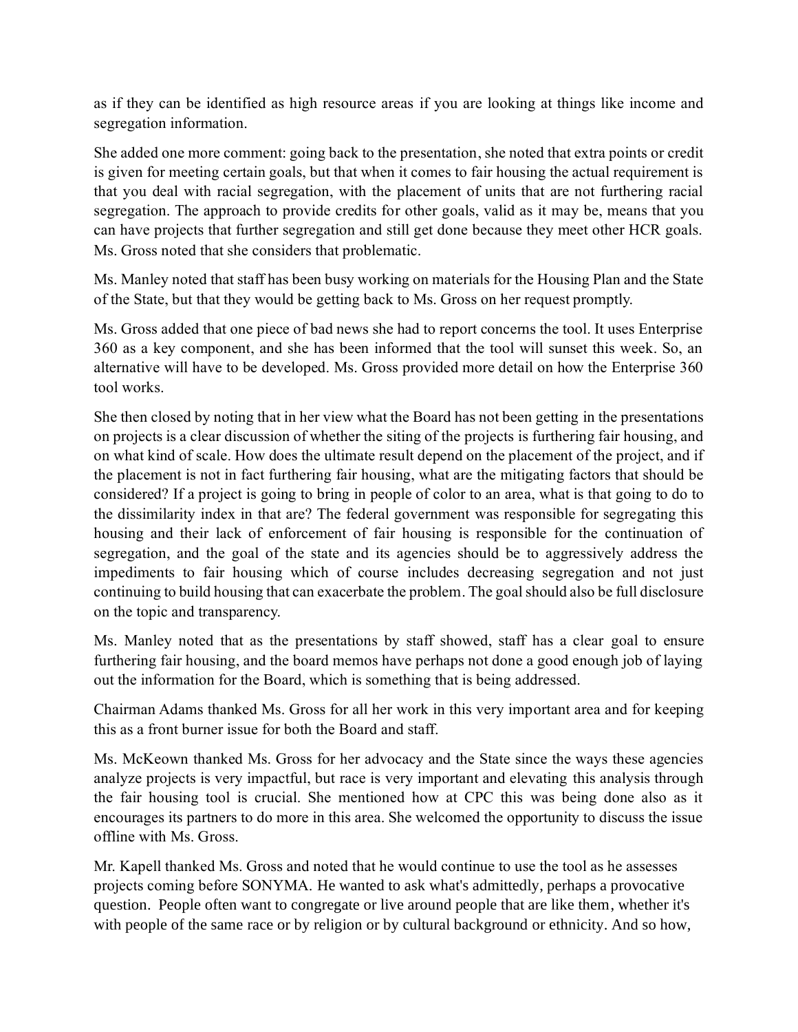as if they can be identified as high resource areas if you are looking at things like income and segregation information.

She added one more comment: going back to the presentation, she noted that extra points or credit is given for meeting certain goals, but that when it comes to fair housing the actual requirement is that you deal with racial segregation, with the placement of units that are not furthering racial segregation. The approach to provide credits for other goals, valid as it may be, means that you can have projects that further segregation and still get done because they meet other HCR goals. Ms. Gross noted that she considers that problematic.

Ms. Manley noted that staff has been busy working on materials for the Housing Plan and the State of the State, but that they would be getting back to Ms. Gross on her request promptly.

Ms. Gross added that one piece of bad news she had to report concerns the tool. It uses Enterprise 360 as a key component, and she has been informed that the tool will sunset this week. So, an alternative will have to be developed. Ms. Gross provided more detail on how the Enterprise 360 tool works.

She then closed by noting that in her view what the Board has not been getting in the presentations on projects is a clear discussion of whether the siting of the projects is furthering fair housing, and on what kind of scale. How does the ultimate result depend on the placement of the project, and if the placement is not in fact furthering fair housing, what are the mitigating factors that should be considered? If a project is going to bring in people of color to an area, what is that going to do to the dissimilarity index in that are? The federal government was responsible for segregating this housing and their lack of enforcement of fair housing is responsible for the continuation of segregation, and the goal of the state and its agencies should be to aggressively address the impediments to fair housing which of course includes decreasing segregation and not just continuing to build housing that can exacerbate the problem. The goal should also be full disclosure on the topic and transparency.

Ms. Manley noted that as the presentations by staff showed, staff has a clear goal to ensure furthering fair housing, and the board memos have perhaps not done a good enough job of laying out the information for the Board, which is something that is being addressed.

Chairman Adams thanked Ms. Gross for all her work in this very important area and for keeping this as a front burner issue for both the Board and staff.

Ms. McKeown thanked Ms. Gross for her advocacy and the State since the ways these agencies analyze projects is very impactful, but race is very important and elevating this analysis through the fair housing tool is crucial. She mentioned how at CPC this was being done also as it encourages its partners to do more in this area. She welcomed the opportunity to discuss the issue offline with Ms. Gross.

Mr. Kapell thanked Ms. Gross and noted that he would continue to use the tool as he assesses projects coming before SONYMA. He wanted to ask what's admittedly, perhaps a provocative question. People often want to congregate or live around people that are like them, whether it's with people of the same race or by religion or by cultural background or ethnicity. And so how,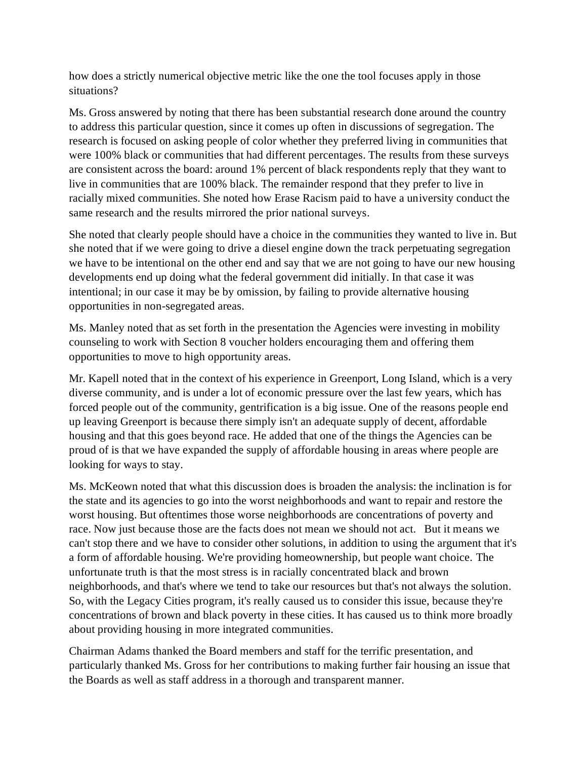how does a strictly numerical objective metric like the one the tool focuses apply in those situations?

Ms. Gross answered by noting that there has been substantial research done around the country to address this particular question, since it comes up often in discussions of segregation. The research is focused on asking people of color whether they preferred living in communities that were 100% black or communities that had different percentages. The results from these surveys are consistent across the board: around 1% percent of black respondents reply that they want to live in communities that are 100% black. The remainder respond that they prefer to live in racially mixed communities. She noted how Erase Racism paid to have a university conduct the same research and the results mirrored the prior national surveys.

She noted that clearly people should have a choice in the communities they wanted to live in. But she noted that if we were going to drive a diesel engine down the track perpetuating segregation we have to be intentional on the other end and say that we are not going to have our new housing developments end up doing what the federal government did initially. In that case it was intentional; in our case it may be by omission, by failing to provide alternative housing opportunities in non-segregated areas.

Ms. Manley noted that as set forth in the presentation the Agencies were investing in mobility counseling to work with Section 8 voucher holders encouraging them and offering them opportunities to move to high opportunity areas.

Mr. Kapell noted that in the context of his experience in Greenport, Long Island, which is a very diverse community, and is under a lot of economic pressure over the last few years, which has forced people out of the community, gentrification is a big issue. One of the reasons people end up leaving Greenport is because there simply isn't an adequate supply of decent, affordable housing and that this goes beyond race. He added that one of the things the Agencies can be proud of is that we have expanded the supply of affordable housing in areas where people are looking for ways to stay.

Ms. McKeown noted that what this discussion does is broaden the analysis: the inclination is for the state and its agencies to go into the worst neighborhoods and want to repair and restore the worst housing. But oftentimes those worse neighborhoods are concentrations of poverty and race. Now just because those are the facts does not mean we should not act. But it means we can't stop there and we have to consider other solutions, in addition to using the argument that it's a form of affordable housing. We're providing homeownership, but people want choice. The unfortunate truth is that the most stress is in racially concentrated black and brown neighborhoods, and that's where we tend to take our resources but that's not always the solution. So, with the Legacy Cities program, it's really caused us to consider this issue, because they're concentrations of brown and black poverty in these cities. It has caused us to think more broadly about providing housing in more integrated communities.

Chairman Adams thanked the Board members and staff for the terrific presentation, and particularly thanked Ms. Gross for her contributions to making further fair housing an issue that the Boards as well as staff address in a thorough and transparent manner.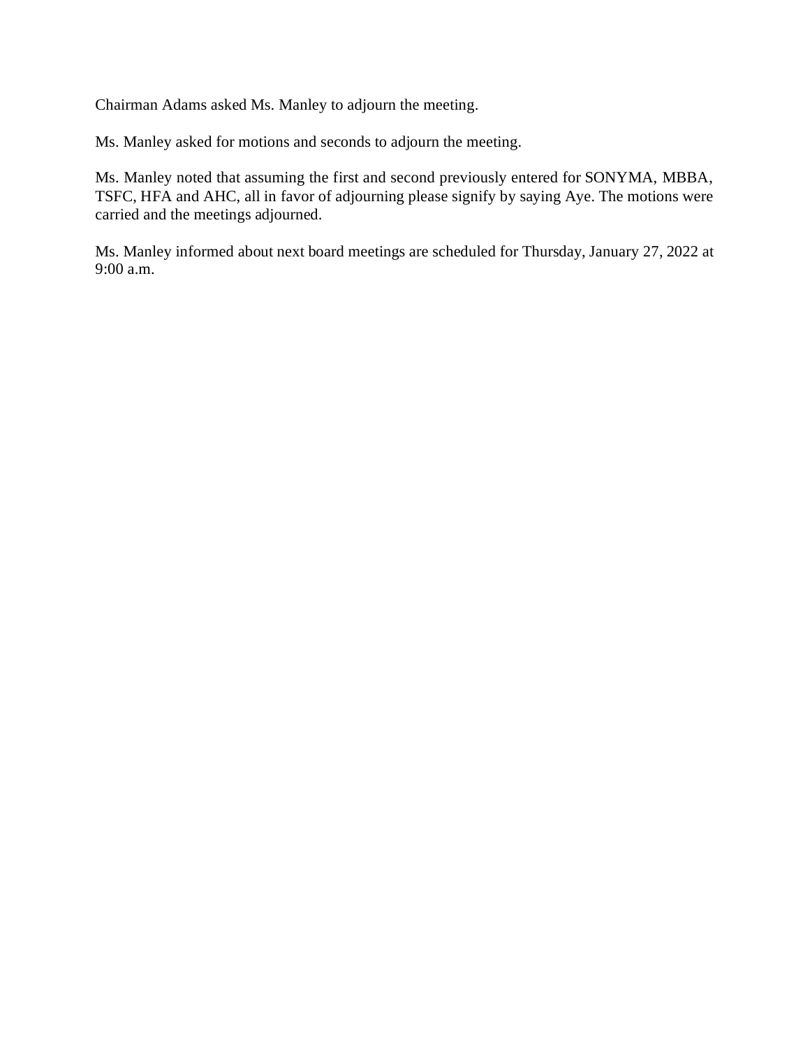Chairman Adams asked Ms. Manley to adjourn the meeting.

Ms. Manley asked for motions and seconds to adjourn the meeting.

Ms. Manley noted that assuming the first and second previously entered for SONYMA, MBBA, TSFC, HFA and AHC, all in favor of adjourning please signify by saying Aye. The motions were carried and the meetings adjourned.

Ms. Manley informed about next board meetings are scheduled for Thursday, January 27, 2022 at 9:00 a.m.